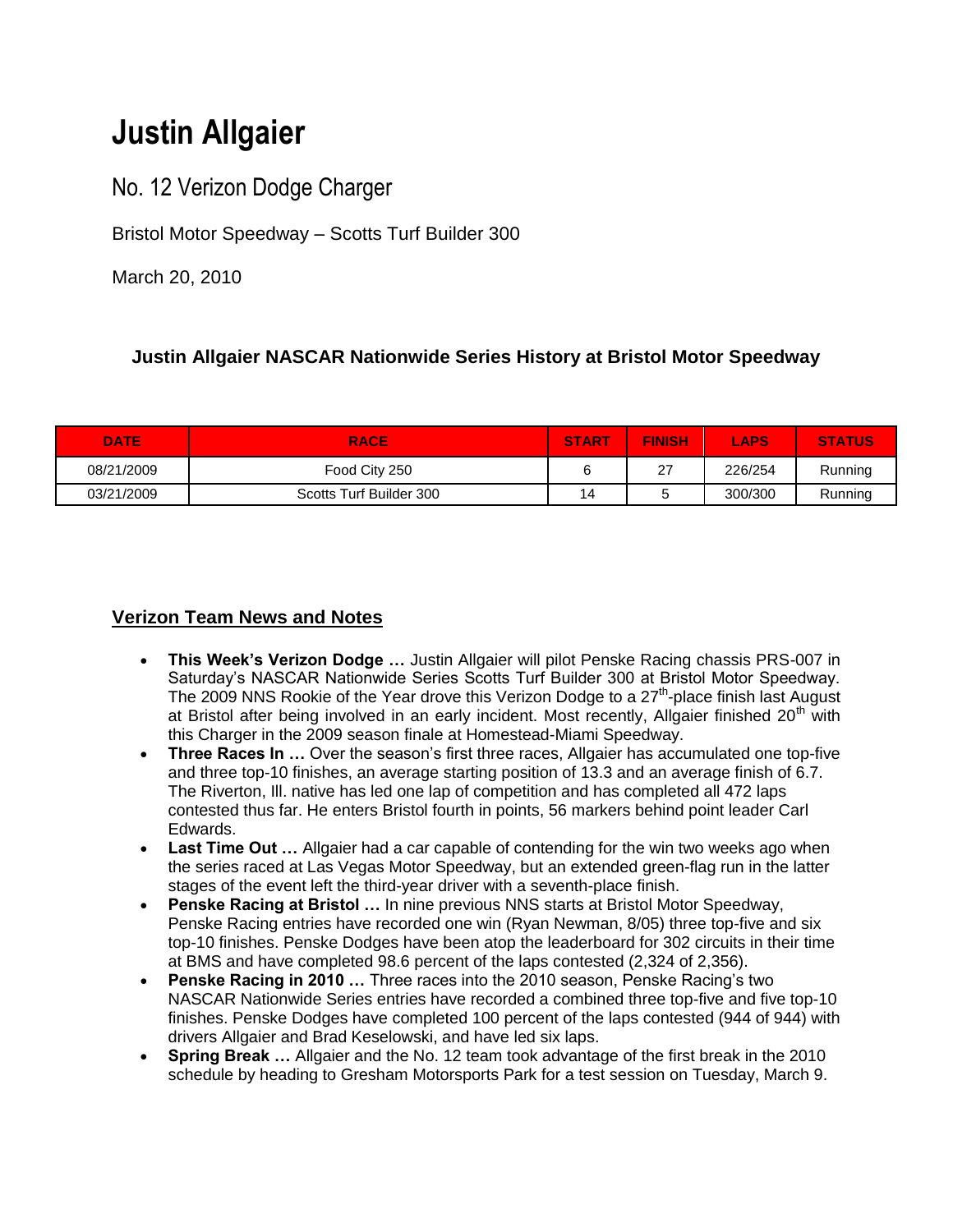# Justin Allgaier

## No. 12 Verizon Dodge Charger

Bristol Motor Speedway – Scotts Turf Builder 300

March 20, 2010

### Justin Allgaier NASCAR Nationwide Series History at Bristol Motor Speedway

| DATE | RACE | START | FINISH | LAPS | STATUS |
|---|---|---|---|---|---|
| 08/21/2009 | Food City 250 | 6 | 27 | 226/254 | Running |
| 03/21/2009 | Scotts Turf Builder 300 | 14 | 5 | 300/300 | Running |

### Verizon Team News and Notes

- **This Week's Verizon Dodge …** Justin Allgaier will pilot Penske Racing chassis PRS-007 in Saturday's NASCAR Nationwide Series Scotts Turf Builder 300 at Bristol Motor Speedway. The 2009 NNS Rookie of the Year drove this Verizon Dodge to a 27th-place finish last August at Bristol after being involved in an early incident. Most recently, Allgaier finished 20th with this Charger in the 2009 season finale at Homestead-Miami Speedway.
- **Three Races In …** Over the season's first three races, Allgaier has accumulated one top-five and three top-10 finishes, an average starting position of 13.3 and an average finish of 6.7. The Riverton, Ill. native has led one lap of competition and has completed all 472 laps contested thus far. He enters Bristol fourth in points, 56 markers behind point leader Carl Edwards.
- **Last Time Out …** Allgaier had a car capable of contending for the win two weeks ago when the series raced at Las Vegas Motor Speedway, but an extended green-flag run in the latter stages of the event left the third-year driver with a seventh-place finish.
- **Penske Racing at Bristol …** In nine previous NNS starts at Bristol Motor Speedway, Penske Racing entries have recorded one win (Ryan Newman, 8/05) three top-five and six top-10 finishes. Penske Dodges have been atop the leaderboard for 302 circuits in their time at BMS and have completed 98.6 percent of the laps contested (2,324 of 2,356).
- **Penske Racing in 2010 …** Three races into the 2010 season, Penske Racing's two NASCAR Nationwide Series entries have recorded a combined three top-five and five top-10 finishes. Penske Dodges have completed 100 percent of the laps contested (944 of 944) with drivers Allgaier and Brad Keselowski, and have led six laps.
- **Spring Break …** Allgaier and the No. 12 team took advantage of the first break in the 2010 schedule by heading to Gresham Motorsports Park for a test session on Tuesday, March 9.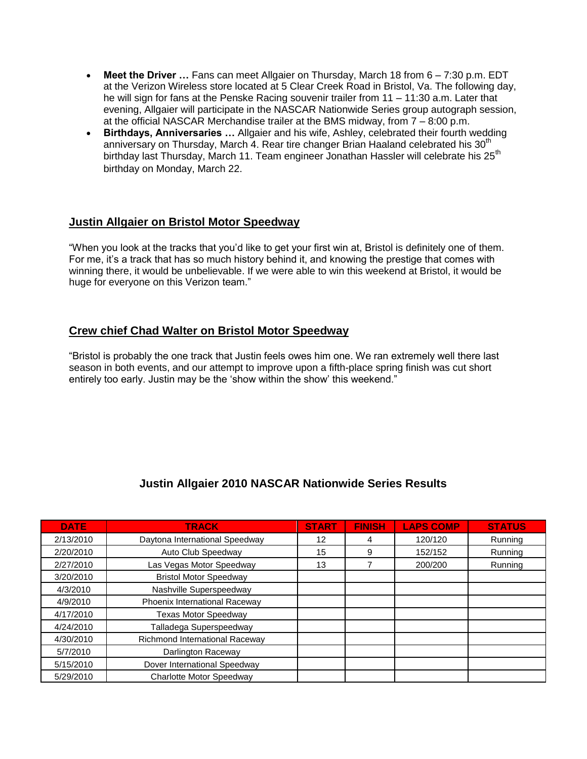- **Meet the Driver …** Fans can meet Allgaier on Thursday, March 18 from 6 – 7:30 p.m. EDT at the Verizon Wireless store located at 5 Clear Creek Road in Bristol, Va. The following day, he will sign for fans at the Penske Racing souvenir trailer from 11 – 11:30 a.m. Later that evening, Allgaier will participate in the NASCAR Nationwide Series group autograph session, at the official NASCAR Merchandise trailer at the BMS midway, from 7 – 8:00 p.m.
- **Birthdays, Anniversaries …** Allgaier and his wife, Ashley, celebrated their fourth wedding anniversary on Thursday, March 4. Rear tire changer Brian Haaland celebrated his 30th birthday last Thursday, March 11. Team engineer Jonathan Hassler will celebrate his 25th birthday on Monday, March 22.

## Justin Allgaier on Bristol Motor Speedway

"When you look at the tracks that you'd like to get your first win at, Bristol is definitely one of them. For me, it's a track that has so much history behind it, and knowing the prestige that comes with winning there, it would be unbelievable. If we were able to win this weekend at Bristol, it would be huge for everyone on this Verizon team."

## Crew chief Chad Walter on Bristol Motor Speedway

"Bristol is probably the one track that Justin feels owes him one. We ran extremely well there last season in both events, and our attempt to improve upon a fifth-place spring finish was cut short entirely too early. Justin may be the 'show within the show' this weekend."

## Justin Allgaier 2010 NASCAR Nationwide Series Results

| DATE | TRACK | START | FINISH | LAPS COMP | STATUS |
|---|---|---|---|---|---|
| 2/13/2010 | Daytona International Speedway | 12 | 4 | 120/120 | Running |
| 2/20/2010 | Auto Club Speedway | 15 | 9 | 152/152 | Running |
| 2/27/2010 | Las Vegas Motor Speedway | 13 | 7 | 200/200 | Running |
| 3/20/2010 | Bristol Motor Speedway | | | | |
| 4/3/2010 | Nashville Superspeedway | | | | |
| 4/9/2010 | Phoenix International Raceway | | | | |
| 4/17/2010 | Texas Motor Speedway | | | | |
| 4/24/2010 | Talladega Superspeedway | | | | |
| 4/30/2010 | Richmond International Raceway | | | | |
| 5/7/2010 | Darlington Raceway | | | | |
| 5/15/2010 | Dover International Speedway | | | | |
| 5/29/2010 | Charlotte Motor Speedway | | | | |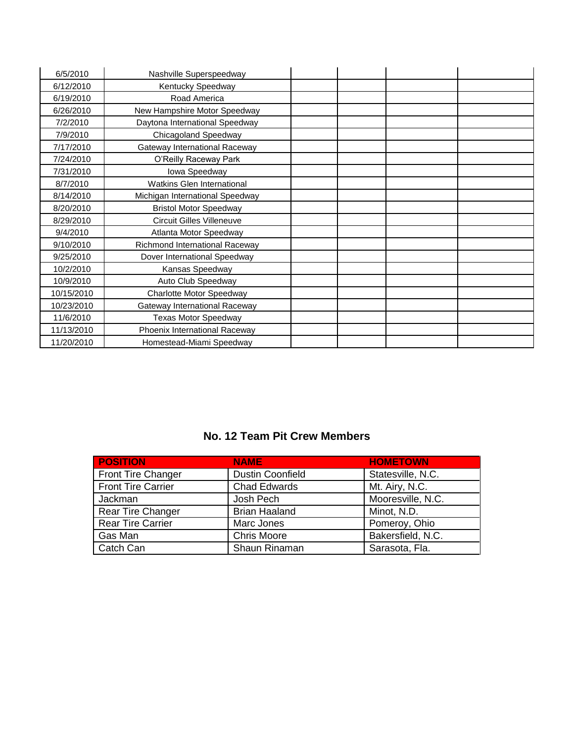| | | | | | |
|---|---|---|---|---|---|
| 6/5/2010 | Nashville Superspeedway | | | | |
| 6/12/2010 | Kentucky Speedway | | | | |
| 6/19/2010 | Road America | | | | |
| 6/26/2010 | New Hampshire Motor Speedway | | | | |
| 7/2/2010 | Daytona International Speedway | | | | |
| 7/9/2010 | Chicagoland Speedway | | | | |
| 7/17/2010 | Gateway International Raceway | | | | |
| 7/24/2010 | O'Reilly Raceway Park | | | | |
| 7/31/2010 | Iowa Speedway | | | | |
| 8/7/2010 | Watkins Glen International | | | | |
| 8/14/2010 | Michigan International Speedway | | | | |
| 8/20/2010 | Bristol Motor Speedway | | | | |
| 8/29/2010 | Circuit Gilles Villeneuve | | | | |
| 9/4/2010 | Atlanta Motor Speedway | | | | |
| 9/10/2010 | Richmond International Raceway | | | | |
| 9/25/2010 | Dover International Speedway | | | | |
| 10/2/2010 | Kansas Speedway | | | | |
| 10/9/2010 | Auto Club Speedway | | | | |
| 10/15/2010 | Charlotte Motor Speedway | | | | |
| 10/23/2010 | Gateway International Raceway | | | | |
| 11/6/2010 | Texas Motor Speedway | | | | |
| 11/13/2010 | Phoenix International Raceway | | | | |
| 11/20/2010 | Homestead-Miami Speedway | | | | |

## No. 12 Team Pit Crew Members

| POSITION | NAME | HOMETOWN |
|---|---|---|
| Front Tire Changer | Dustin Coonfield | Statesville, N.C. |
| Front Tire Carrier | Chad Edwards | Mt. Airy, N.C. |
| Jackman | Josh Pech | Mooresville, N.C. |
| Rear Tire Changer | Brian Haaland | Minot, N.D. |
| Rear Tire Carrier | Marc Jones | Pomeroy, Ohio |
| Gas Man | Chris Moore | Bakersfield, N.C. |
| Catch Can | Shaun Rinaman | Sarasota, Fla. |